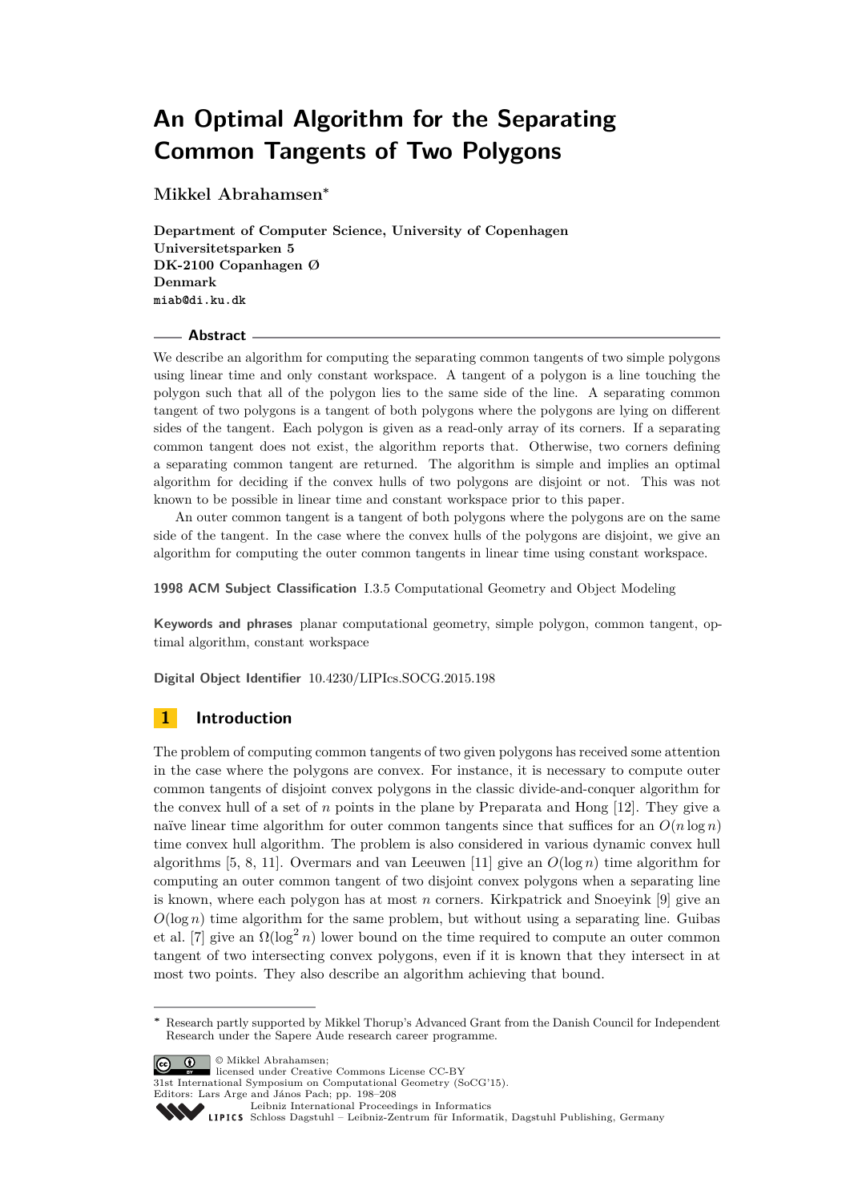# An Optimal Algorithm for the Separating Common Tangents of Two Polygons

**Mikkel Abrahamsen***

**Department of Computer Science, University of Copenhagen**
**Universitetsparken 5**
**DK-2100 Copanhagen Ø**
**Denmark**
**miab@di.ku.dk**

## Abstract

We describe an algorithm for computing the separating common tangents of two simple polygons using linear time and only constant workspace. A tangent of a polygon is a line touching the polygon such that all of the polygon lies to the same side of the line. A separating common tangent of two polygons is a tangent of both polygons where the polygons are lying on different sides of the tangent. Each polygon is given as a read-only array of its corners. If a separating common tangent does not exist, the algorithm reports that. Otherwise, two corners defining a separating common tangent are returned. The algorithm is simple and implies an optimal algorithm for deciding if the convex hulls of two polygons are disjoint or not. This was not known to be possible in linear time and constant workspace prior to this paper.

An outer common tangent is a tangent of both polygons where the polygons are on the same side of the tangent. In the case where the convex hulls of the polygons are disjoint, we give an algorithm for computing the outer common tangents in linear time using constant workspace.

**1998 ACM Subject Classification** I.3.5 Computational Geometry and Object Modeling

**Keywords and phrases** planar computational geometry, simple polygon, common tangent, optimal algorithm, constant workspace

**Digital Object Identifier** 10.4230/LIPIcs.SOCG.2015.198

## 1 Introduction

The problem of computing common tangents of two given polygons has received some attention in the case where the polygons are convex. For instance, it is necessary to compute outer common tangents of disjoint convex polygons in the classic divide-and-conquer algorithm for the convex hull of a set of $n$ points in the plane by Preparata and Hong [12]. They give a naïve linear time algorithm for outer common tangents since that suffices for an $O(n \log n)$ time convex hull algorithm. The problem is also considered in various dynamic convex hull algorithms [5, 8, 11]. Overmars and van Leeuwen [11] give an $O(\log n)$ time algorithm for computing an outer common tangent of two disjoint convex polygons when a separating line is known, where each polygon has at most $n$ corners. Kirkpatrick and Snoeyink [9] give an $O(\log n)$ time algorithm for the same problem, but without using a separating line. Guibas et al. [7] give an $\Omega(\log^2 n)$ lower bound on the time required to compute an outer common tangent of two intersecting convex polygons, even if it is known that they intersect in at most two points. They also describe an algorithm achieving that bound.

---

* Research partly supported by Mikkel Thorup's Advanced Grant from the Danish Council for Independent Research under the Sapere Aude research career programme.

© Mikkel Abrahamsen;
licensed under Creative Commons License CC-BY
31st International Symposium on Computational Geometry (SoCG'15).
Editors: Lars Arge and János Pach; pp. 198–208
Leibniz International Proceedings in Informatics
Schloss Dagstuhl – Leibniz-Zentrum für Informatik, Dagstuhl Publishing, Germany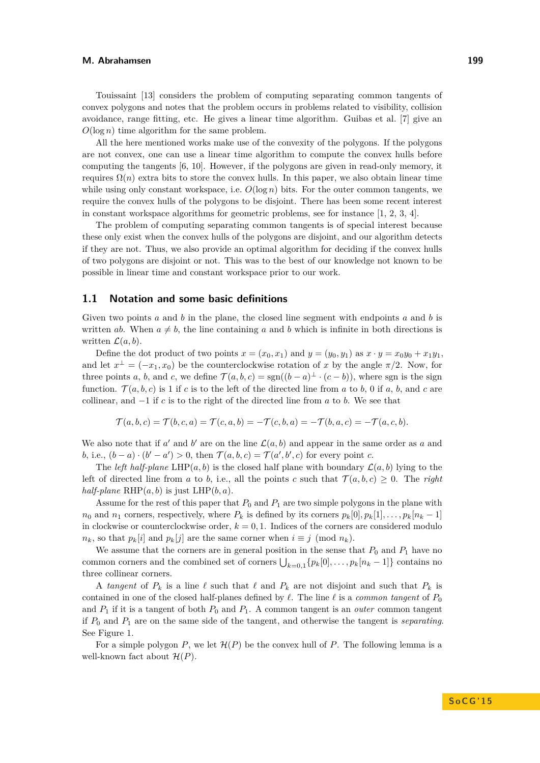Touissaint [13] considers the problem of computing separating common tangents of convex polygons and notes that the problem occurs in problems related to visibility, collision avoidance, range fitting, etc. He gives a linear time algorithm. Guibas et al. [7] give an $O(\log n)$ time algorithm for the same problem.

All the here mentioned works make use of the convexity of the polygons. If the polygons are not convex, one can use a linear time algorithm to compute the convex hulls before computing the tangents [6, 10]. However, if the polygons are given in read-only memory, it requires $\Omega(n)$ extra bits to store the convex hulls. In this paper, we also obtain linear time while using only constant workspace, i.e. $O(\log n)$ bits. For the outer common tangents, we require the convex hulls of the polygons to be disjoint. There has been some recent interest in constant workspace algorithms for geometric problems, see for instance [1, 2, 3, 4].

The problem of computing separating common tangents is of special interest because these only exist when the convex hulls of the polygons are disjoint, and our algorithm detects if they are not. Thus, we also provide an optimal algorithm for deciding if the convex hulls of two polygons are disjoint or not. This was to the best of our knowledge not known to be possible in linear time and constant workspace prior to our work.

## 1.1 Notation and some basic definitions

Given two points $a$ and $b$ in the plane, the closed line segment with endpoints $a$ and $b$ is written $ab$. When $a \neq b$, the line containing $a$ and $b$ which is infinite in both directions is written $\mathcal{L}(a, b)$.

Define the dot product of two points $x = (x_0, x_1)$ and $y = (y_0, y_1)$ as $x \cdot y = x_0 y_0 + x_1 y_1$, and let $x^\perp = (-x_1, x_0)$ be the counterclockwise rotation of $x$ by the angle $\pi/2$. Now, for three points $a$, $b$, and $c$, we define $\mathcal{T}(a, b, c) = \operatorname{sgn}((b - a)^\perp \cdot (c - b))$, where sgn is the sign function. $\mathcal{T}(a, b, c)$ is 1 if $c$ is to the left of the directed line from $a$ to $b$, 0 if $a$, $b$, and $c$ are collinear, and $-1$ if $c$ is to the right of the directed line from $a$ to $b$. We see that

$$\mathcal{T}(a, b, c) = \mathcal{T}(b, c, a) = \mathcal{T}(c, a, b) = -\mathcal{T}(c, b, a) = -\mathcal{T}(b, a, c) = -\mathcal{T}(a, c, b).$$

We also note that if $a'$ and $b'$ are on the line $\mathcal{L}(a, b)$ and appear in the same order as $a$ and $b$, i.e., $(b - a) \cdot (b' - a') > 0$, then $\mathcal{T}(a, b, c) = \mathcal{T}(a', b', c)$ for every point $c$.

The *left half-plane* $\operatorname{LHP}(a, b)$ is the closed half plane with boundary $\mathcal{L}(a, b)$ lying to the left of directed line from $a$ to $b$, i.e., all the points $c$ such that $\mathcal{T}(a, b, c) \geq 0$. The *right half-plane* $\operatorname{RHP}(a, b)$ is just $\operatorname{LHP}(b, a)$.

Assume for the rest of this paper that $P_0$ and $P_1$ are two simple polygons in the plane with $n_0$ and $n_1$ corners, respectively, where $P_k$ is defined by its corners $p_k[0], p_k[1], \ldots, p_k[n_k - 1]$ in clockwise or counterclockwise order, $k = 0, 1$. Indices of the corners are considered modulo $n_k$, so that $p_k[i]$ and $p_k[j]$ are the same corner when $i \equiv j \pmod{n_k}$.

We assume that the corners are in general position in the sense that $P_0$ and $P_1$ have no common corners and the combined set of corners $\bigcup_{k=0,1}\{p_k[0], \ldots, p_k[n_k - 1]\}$ contains no three collinear corners.

A *tangent* of $P_k$ is a line $\ell$ such that $\ell$ and $P_k$ are not disjoint and such that $P_k$ is contained in one of the closed half-planes defined by $\ell$. The line $\ell$ is a *common tangent* of $P_0$ and $P_1$ if it is a tangent of both $P_0$ and $P_1$. A common tangent is an *outer* common tangent if $P_0$ and $P_1$ are on the same side of the tangent, and otherwise the tangent is *separating*. See Figure 1.

For a simple polygon $P$, we let $\mathcal{H}(P)$ be the convex hull of $P$. The following lemma is a well-known fact about $\mathcal{H}(P)$.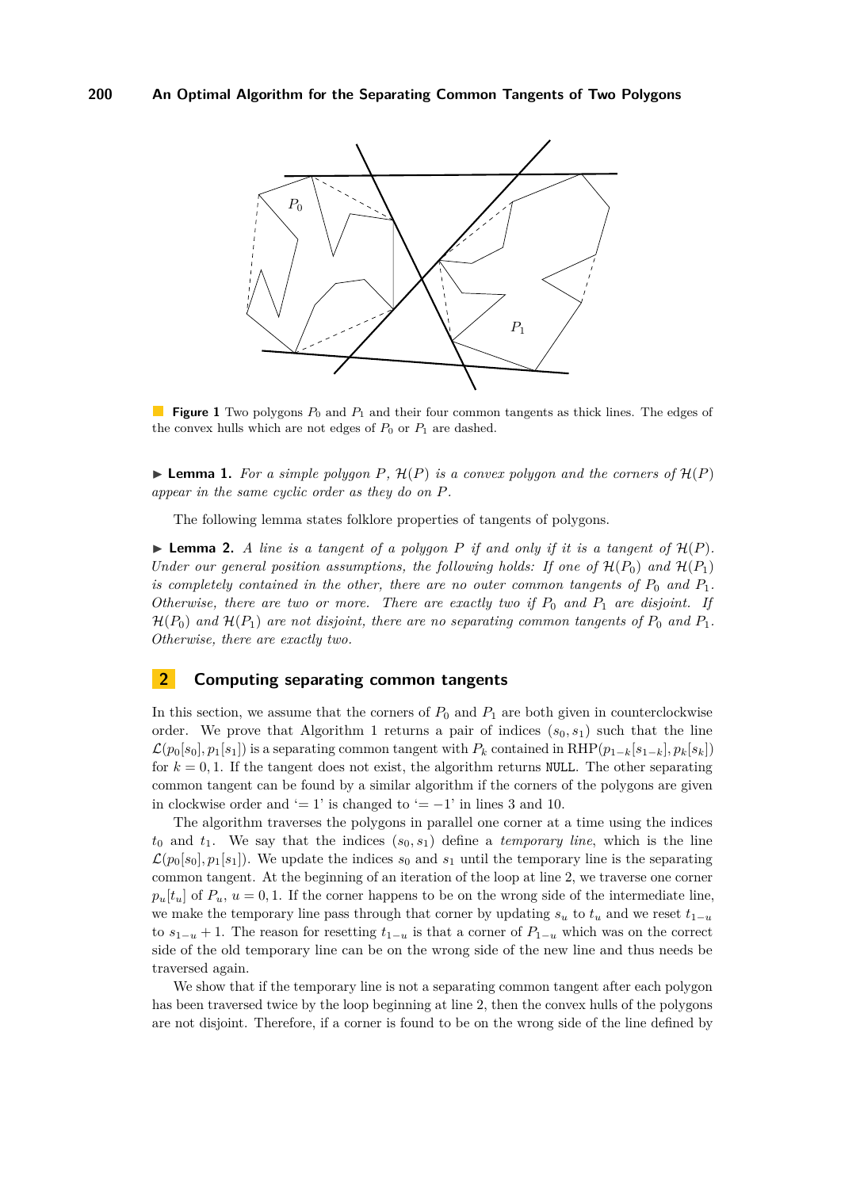**Figure 1** Two polygons $P_0$ and $P_1$ and their four common tangents as thick lines. The edges of the convex hulls which are not edges of $P_0$ or $P_1$ are dashed.

▶ **Lemma 1.** *For a simple polygon $P$, $\mathcal{H}(P)$ is a convex polygon and the corners of $\mathcal{H}(P)$ appear in the same cyclic order as they do on $P$.*

The following lemma states folklore properties of tangents of polygons.

▶ **Lemma 2.** *A line is a tangent of a polygon $P$ if and only if it is a tangent of $\mathcal{H}(P)$. Under our general position assumptions, the following holds: If one of $\mathcal{H}(P_0)$ and $\mathcal{H}(P_1)$ is completely contained in the other, there are no outer common tangents of $P_0$ and $P_1$. Otherwise, there are two or more. There are exactly two if $P_0$ and $P_1$ are disjoint. If $\mathcal{H}(P_0)$ and $\mathcal{H}(P_1)$ are not disjoint, there are no separating common tangents of $P_0$ and $P_1$. Otherwise, there are exactly two.*

## 2 Computing separating common tangents

In this section, we assume that the corners of $P_0$ and $P_1$ are both given in counterclockwise order. We prove that Algorithm 1 returns a pair of indices $(s_0, s_1)$ such that the line $\mathcal{L}(p_0[s_0], p_1[s_1])$ is a separating common tangent with $P_k$ contained in $\text{RHP}(p_{1-k}[s_{1-k}], p_k[s_k])$ for $k = 0, 1$. If the tangent does not exist, the algorithm returns NULL. The other separating common tangent can be found by a similar algorithm if the corners of the polygons are given in clockwise order and '$= 1$' is changed to '$= -1$' in lines 3 and 10.

The algorithm traverses the polygons in parallel one corner at a time using the indices $t_0$ and $t_1$. We say that the indices $(s_0, s_1)$ define a *temporary line*, which is the line $\mathcal{L}(p_0[s_0], p_1[s_1])$. We update the indices $s_0$ and $s_1$ until the temporary line is the separating common tangent. At the beginning of an iteration of the loop at line 2, we traverse one corner $p_u[t_u]$ of $P_u$, $u = 0, 1$. If the corner happens to be on the wrong side of the intermediate line, we make the temporary line pass through that corner by updating $s_u$ to $t_u$ and we reset $t_{1-u}$ to $s_{1-u} + 1$. The reason for resetting $t_{1-u}$ is that a corner of $P_{1-u}$ which was on the correct side of the old temporary line can be on the wrong side of the new line and thus needs be traversed again.

We show that if the temporary line is not a separating common tangent after each polygon has been traversed twice by the loop beginning at line 2, then the convex hulls of the polygons are not disjoint. Therefore, if a corner is found to be on the wrong side of the line defined by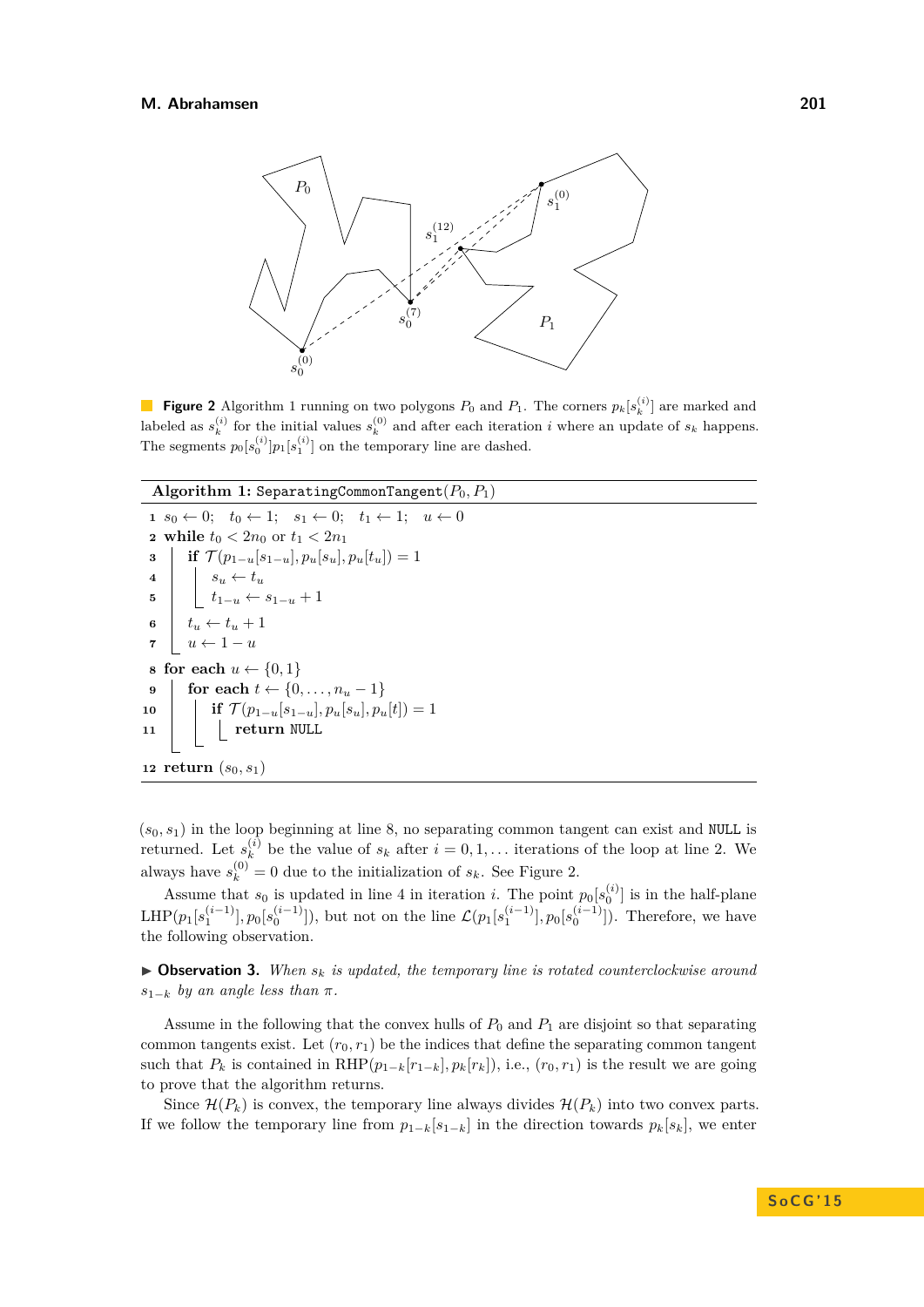**Figure 2** Algorithm 1 running on two polygons $P_0$ and $P_1$. The corners $p_k[s_k^{(i)}]$ are marked and labeled as $s_k^{(i)}$ for the initial values $s_k^{(0)}$ and after each iteration $i$ where an update of $s_k$ happens. The segments $p_0[s_0^{(i)}]p_1[s_1^{(i)}]$ on the temporary line are dashed.

**Algorithm 1:** `SeparatingCommonTangent`$(P_0, P_1)$

```
1  s_0 ← 0;  t_0 ← 1;  s_1 ← 0;  t_1 ← 1;  u ← 0
2  while t_0 < 2n_0 or t_1 < 2n_1
3      if T(p_{1-u}[s_{1-u}], p_u[s_u], p_u[t_u]) = 1
4          s_u ← t_u
5          t_{1-u} ← s_{1-u} + 1
6      t_u ← t_u + 1
7      u ← 1 − u
8  for each u ← {0, 1}
9      for each t ← {0, ..., n_u − 1}
10         if T(p_{1-u}[s_{1-u}], p_u[s_u], p_u[t]) = 1
11             return NULL
12 return (s_0, s_1)
```

$(s_0, s_1)$ in the loop beginning at line 8, no separating common tangent can exist and NULL is returned. Let $s_k^{(i)}$ be the value of $s_k$ after $i = 0, 1, \ldots$ iterations of the loop at line 2. We always have $s_k^{(0)} = 0$ due to the initialization of $s_k$. See Figure 2.

Assume that $s_0$ is updated in line 4 in iteration $i$. The point $p_0[s_0^{(i)}]$ is in the half-plane $\mathrm{LHP}(p_1[s_1^{(i-1)}], p_0[s_0^{(i-1)}])$, but not on the line $\mathcal{L}(p_1[s_1^{(i-1)}], p_0[s_0^{(i-1)}])$. Therefore, we have the following observation.

▶ **Observation 3.** *When $s_k$ is updated, the temporary line is rotated counterclockwise around $s_{1-k}$ by an angle less than $\pi$.*

Assume in the following that the convex hulls of $P_0$ and $P_1$ are disjoint so that separating common tangents exist. Let $(r_0, r_1)$ be the indices that define the separating common tangent such that $P_k$ is contained in $\mathrm{RHP}(p_{1-k}[r_{1-k}], p_k[r_k])$, i.e., $(r_0, r_1)$ is the result we are going to prove that the algorithm returns.

Since $\mathcal{H}(P_k)$ is convex, the temporary line always divides $\mathcal{H}(P_k)$ into two convex parts. If we follow the temporary line from $p_{1-k}[s_{1-k}]$ in the direction towards $p_k[s_k]$, we enter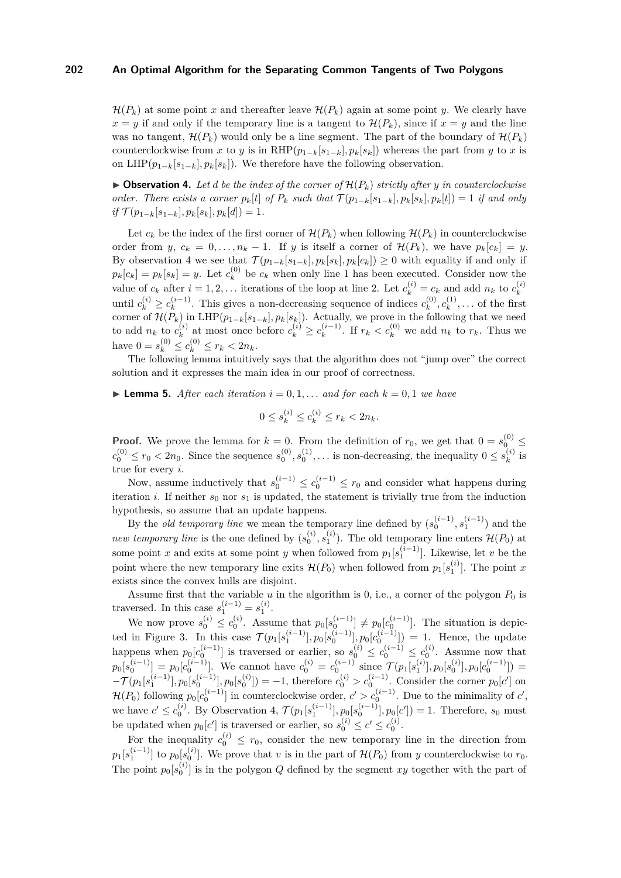$\mathcal{H}(P_k)$ at some point $x$ and thereafter leave $\mathcal{H}(P_k)$ again at some point $y$. We clearly have $x = y$ if and only if the temporary line is a tangent to $\mathcal{H}(P_k)$, since if $x = y$ and the line was no tangent, $\mathcal{H}(P_k)$ would only be a line segment. The part of the boundary of $\mathcal{H}(P_k)$ counterclockwise from $x$ to $y$ is in $\text{RHP}(p_{1-k}[s_{1-k}], p_k[s_k])$ whereas the part from $y$ to $x$ is on $\text{LHP}(p_{1-k}[s_{1-k}], p_k[s_k])$. We therefore have the following observation.

▶ **Observation 4.** *Let $d$ be the index of the corner of $\mathcal{H}(P_k)$ strictly after $y$ in counterclockwise order. There exists a corner $p_k[t]$ of $P_k$ such that $\mathcal{T}(p_{1-k}[s_{1-k}], p_k[s_k], p_k[t]) = 1$ if and only if $\mathcal{T}(p_{1-k}[s_{1-k}], p_k[s_k], p_k[d]) = 1$.*

Let $c_k$ be the index of the first corner of $\mathcal{H}(P_k)$ when following $\mathcal{H}(P_k)$ in counterclockwise order from $y$, $c_k = 0, \ldots, n_k - 1$. If $y$ is itself a corner of $\mathcal{H}(P_k)$, we have $p_k[c_k] = y$. By observation 4 we see that $\mathcal{T}(p_{1-k}[s_{1-k}], p_k[s_k], p_k[c_k]) \geq 0$ with equality if and only if $p_k[c_k] = p_k[s_k] = y$. Let $c_k^{(0)}$ be $c_k$ when only line 1 has been executed. Consider now the value of $c_k$ after $i = 1, 2, \ldots$ iterations of the loop at line 2. Let $c_k^{(i)} = c_k$ and add $n_k$ to $c_k^{(i)}$ until $c_k^{(i)} \geq c_k^{(i-1)}$. This gives a non-decreasing sequence of indices $c_k^{(0)}, c_k^{(1)}, \ldots$ of the first corner of $\mathcal{H}(P_k)$ in $\text{LHP}(p_{1-k}[s_{1-k}], p_k[s_k])$. Actually, we prove in the following that we need to add $n_k$ to $c_k^{(i)}$ at most once before $c_k^{(i)} \geq c_k^{(i-1)}$. If $r_k < c_k^{(0)}$ we add $n_k$ to $r_k$. Thus we have $0 = s_k^{(0)} \leq c_k^{(0)} \leq r_k < 2n_k$.

The following lemma intuitively says that the algorithm does not "jump over" the correct solution and it expresses the main idea in our proof of correctness.

▶ **Lemma 5.** *After each iteration $i = 0, 1, \ldots$ and for each $k = 0, 1$ we have*

$$0 \leq s_k^{(i)} \leq c_k^{(i)} \leq r_k < 2n_k.$$

**Proof.** We prove the lemma for $k = 0$. From the definition of $r_0$, we get that $0 = s_0^{(0)} \leq c_0^{(0)} \leq r_0 < 2n_0$. Since the sequence $s_0^{(0)}, s_0^{(1)}, \ldots$ is non-decreasing, the inequality $0 \leq s_k^{(i)}$ is true for every $i$.

Now, assume inductively that $s_0^{(i-1)} \leq c_0^{(i-1)} \leq r_0$ and consider what happens during iteration $i$. If neither $s_0$ nor $s_1$ is updated, the statement is trivially true from the induction hypothesis, so assume that an update happens.

By the *old temporary line* we mean the temporary line defined by $(s_0^{(i-1)}, s_1^{(i-1)})$ and the *new temporary line* is the one defined by $(s_0^{(i)}, s_1^{(i)})$. The old temporary line enters $\mathcal{H}(P_0)$ at some point $x$ and exits at some point $y$ when followed from $p_1[s_1^{(i-1)}]$. Likewise, let $v$ be the point where the new temporary line exits $\mathcal{H}(P_0)$ when followed from $p_1[s_1^{(i)}]$. The point $x$ exists since the convex hulls are disjoint.

Assume first that the variable $u$ in the algorithm is 0, i.e., a corner of the polygon $P_0$ is traversed. In this case $s_1^{(i-1)} = s_1^{(i)}$.

We now prove $s_0^{(i)} \leq c_0^{(i)}$. Assume that $p_0[s_0^{(i-1)}] \neq p_0[c_0^{(i-1)}]$. The situation is depicted in Figure 3. In this case $\mathcal{T}(p_1[s_1^{(i-1)}], p_0[s_0^{(i-1)}], p_0[c_0^{(i-1)}]) = 1$. Hence, the update happens when $p_0[c_0^{(i-1)}]$ is traversed or earlier, so $s_0^{(i)} \leq c_0^{(i-1)} \leq c_0^{(i)}$. Assume now that $p_0[s_0^{(i-1)}] = p_0[c_0^{(i-1)}]$. We cannot have $c_0^{(i)} = c_0^{(i-1)}$ since $\mathcal{T}(p_1[s_1^{(i)}], p_0[s_0^{(i)}], p_0[c_0^{(i-1)}]) = -\mathcal{T}(p_1[s_1^{(i-1)}], p_0[s_0^{(i-1)}], p_0[s_0^{(i)}]) = -1$, therefore $c_0^{(i)} > c_0^{(i-1)}$. Consider the corner $p_0[c']$ on $\mathcal{H}(P_0)$ following $p_0[c_0^{(i-1)}]$ in counterclockwise order, $c' > c_0^{(i-1)}$. Due to the minimality of $c'$, we have $c' \leq c_0^{(i)}$. By Observation 4, $\mathcal{T}(p_1[s_1^{(i-1)}], p_0[s_0^{(i-1)}], p_0[c']) = 1$. Therefore, $s_0$ must be updated when $p_0[c']$ is traversed or earlier, so $s_0^{(i)} \leq c' \leq c_0^{(i)}$.

For the inequality $c_0^{(i)} \leq r_0$, consider the new temporary line in the direction from $p_1[s_1^{(i-1)}]$ to $p_0[s_0^{(i)}]$. We prove that $v$ is in the part of $\mathcal{H}(P_0)$ from $y$ counterclockwise to $r_0$. The point $p_0[s_0^{(i)}]$ is in the polygon $Q$ defined by the segment $xy$ together with the part of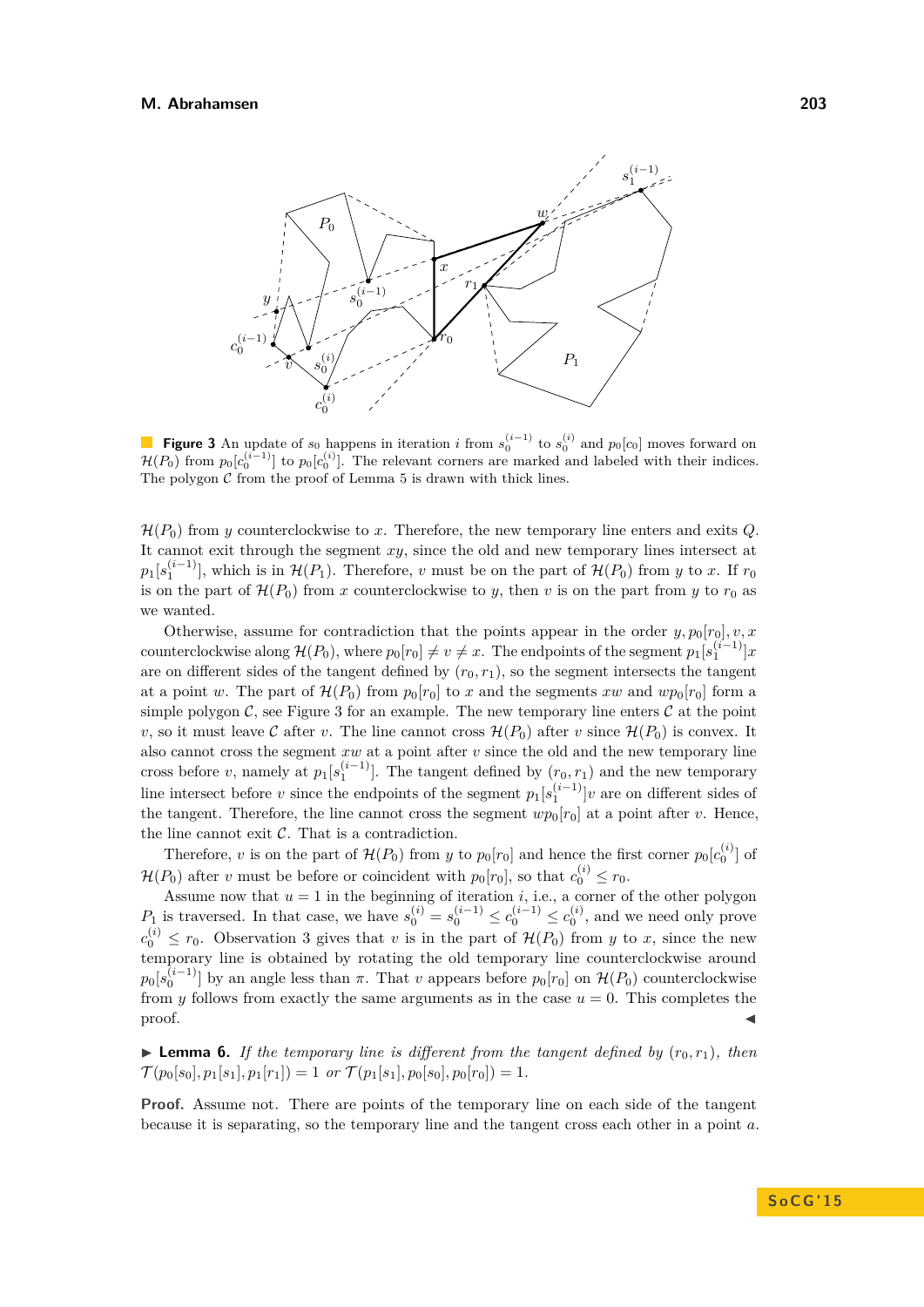**Figure 3** An update of $s_0$ happens in iteration $i$ from $s_0^{(i-1)}$ to $s_0^{(i)}$ and $p_0[c_0]$ moves forward on $\mathcal{H}(P_0)$ from $p_0[c_0^{(i-1)}]$ to $p_0[c_0^{(i)}]$. The relevant corners are marked and labeled with their indices. The polygon $\mathcal{C}$ from the proof of Lemma 5 is drawn with thick lines.

$\mathcal{H}(P_0)$ from $y$ counterclockwise to $x$. Therefore, the new temporary line enters and exits $Q$. It cannot exit through the segment $xy$, since the old and new temporary lines intersect at $p_1[s_1^{(i-1)}]$, which is in $\mathcal{H}(P_1)$. Therefore, $v$ must be on the part of $\mathcal{H}(P_0)$ from $y$ to $x$. If $r_0$ is on the part of $\mathcal{H}(P_0)$ from $x$ counterclockwise to $y$, then $v$ is on the part from $y$ to $r_0$ as we wanted.

Otherwise, assume for contradiction that the points appear in the order $y, p_0[r_0], v, x$ counterclockwise along $\mathcal{H}(P_0)$, where $p_0[r_0] \neq v \neq x$. The endpoints of the segment $p_1[s_1^{(i-1)}]x$ are on different sides of the tangent defined by $(r_0, r_1)$, so the segment intersects the tangent at a point $w$. The part of $\mathcal{H}(P_0)$ from $p_0[r_0]$ to $x$ and the segments $xw$ and $wp_0[r_0]$ form a simple polygon $\mathcal{C}$, see Figure 3 for an example. The new temporary line enters $\mathcal{C}$ at the point $v$, so it must leave $\mathcal{C}$ after $v$. The line cannot cross $\mathcal{H}(P_0)$ after $v$ since $\mathcal{H}(P_0)$ is convex. It also cannot cross the segment $xw$ at a point after $v$ since the old and the new temporary line cross before $v$, namely at $p_1[s_1^{(i-1)}]$. The tangent defined by $(r_0, r_1)$ and the new temporary line intersect before $v$ since the endpoints of the segment $p_1[s_1^{(i-1)}]v$ are on different sides of the tangent. Therefore, the line cannot cross the segment $wp_0[r_0]$ at a point after $v$. Hence, the line cannot exit $\mathcal{C}$. That is a contradiction.

Therefore, $v$ is on the part of $\mathcal{H}(P_0)$ from $y$ to $p_0[r_0]$ and hence the first corner $p_0[c_0^{(i)}]$ of $\mathcal{H}(P_0)$ after $v$ must be before or coincident with $p_0[r_0]$, so that $c_0^{(i)} \leq r_0$.

Assume now that $u = 1$ in the beginning of iteration $i$, i.e., a corner of the other polygon $P_1$ is traversed. In that case, we have $s_0^{(i)} = s_0^{(i-1)} \leq c_0^{(i-1)} \leq c_0^{(i)}$, and we need only prove $c_0^{(i)} \leq r_0$. Observation 3 gives that $v$ is in the part of $\mathcal{H}(P_0)$ from $y$ to $x$, since the new temporary line is obtained by rotating the old temporary line counterclockwise around $p_0[s_0^{(i-1)}]$ by an angle less than $\pi$. That $v$ appears before $p_0[r_0]$ on $\mathcal{H}(P_0)$ counterclockwise from $y$ follows from exactly the same arguments as in the case $u = 0$. This completes the proof. ◀

▶ **Lemma 6.** *If the temporary line is different from the tangent defined by $(r_0, r_1)$, then $\mathcal{T}(p_0[s_0], p_1[s_1], p_1[r_1]) = 1$ or $\mathcal{T}(p_1[s_1], p_0[s_0], p_0[r_0]) = 1$.*

**Proof.** Assume not. There are points of the temporary line on each side of the tangent because it is separating, so the temporary line and the tangent cross each other in a point $a$.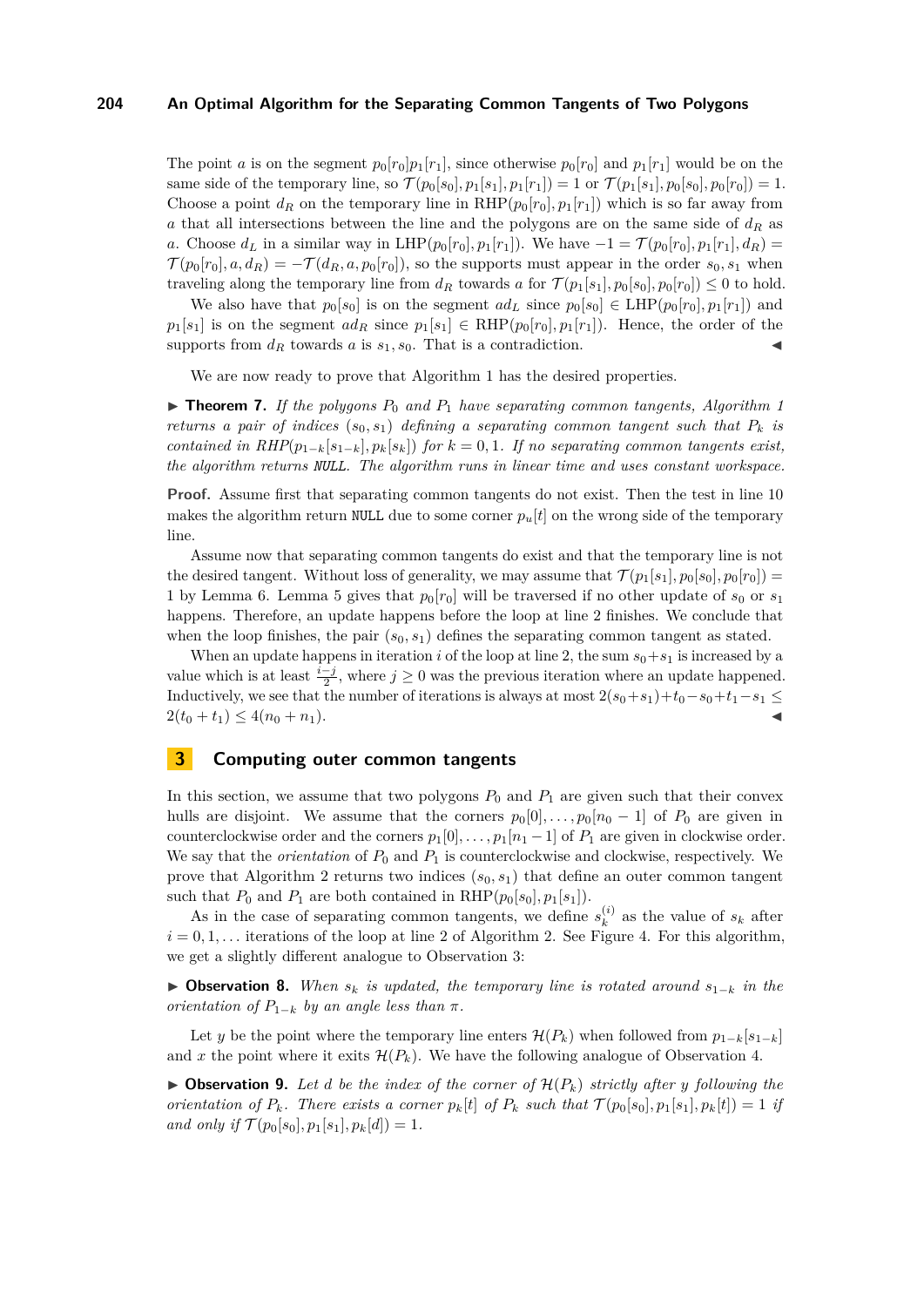The point $a$ is on the segment $p_0[r_0]p_1[r_1]$, since otherwise $p_0[r_0]$ and $p_1[r_1]$ would be on the same side of the temporary line, so $\mathcal{T}(p_0[s_0], p_1[s_1], p_1[r_1]) = 1$ or $\mathcal{T}(p_1[s_1], p_0[s_0], p_0[r_0]) = 1$. Choose a point $d_R$ on the temporary line in $\text{RHP}(p_0[r_0], p_1[r_1])$ which is so far away from $a$ that all intersections between the line and the polygons are on the same side of $d_R$ as $a$. Choose $d_L$ in a similar way in $\text{LHP}(p_0[r_0], p_1[r_1])$. We have $-1 = \mathcal{T}(p_0[r_0], p_1[r_1], d_R) = \mathcal{T}(p_0[r_0], a, d_R) = -\mathcal{T}(d_R, a, p_0[r_0])$, so the supports must appear in the order $s_0, s_1$ when traveling along the temporary line from $d_R$ towards $a$ for $\mathcal{T}(p_1[s_1], p_0[s_0], p_0[r_0]) \leq 0$ to hold.

We also have that $p_0[s_0]$ is on the segment $ad_L$ since $p_0[s_0] \in \text{LHP}(p_0[r_0], p_1[r_1])$ and $p_1[s_1]$ is on the segment $ad_R$ since $p_1[s_1] \in \text{RHP}(p_0[r_0], p_1[r_1])$. Hence, the order of the supports from $d_R$ towards $a$ is $s_1, s_0$. That is a contradiction. ◀

We are now ready to prove that Algorithm 1 has the desired properties.

▶ **Theorem 7.** *If the polygons $P_0$ and $P_1$ have separating common tangents, Algorithm 1 returns a pair of indices $(s_0, s_1)$ defining a separating common tangent such that $P_k$ is contained in $RHP(p_{1-k}[s_{1-k}], p_k[s_k])$ for $k = 0, 1$. If no separating common tangents exist, the algorithm returns `NULL`. The algorithm runs in linear time and uses constant workspace.*

**Proof.** Assume first that separating common tangents do not exist. Then the test in line 10 makes the algorithm return `NULL` due to some corner $p_u[t]$ on the wrong side of the temporary line.

Assume now that separating common tangents do exist and that the temporary line is not the desired tangent. Without loss of generality, we may assume that $\mathcal{T}(p_1[s_1], p_0[s_0], p_0[r_0]) = 1$ by Lemma 6. Lemma 5 gives that $p_0[r_0]$ will be traversed if no other update of $s_0$ or $s_1$ happens. Therefore, an update happens before the loop at line 2 finishes. We conclude that when the loop finishes, the pair $(s_0, s_1)$ defines the separating common tangent as stated.

When an update happens in iteration $i$ of the loop at line 2, the sum $s_0+s_1$ is increased by a value which is at least $\frac{i-j}{2}$, where $j \geq 0$ was the previous iteration where an update happened. Inductively, we see that the number of iterations is always at most $2(s_0+s_1)+t_0-s_0+t_1-s_1 \leq 2(t_0 + t_1) \leq 4(n_0 + n_1)$. ◀

## 3 Computing outer common tangents

In this section, we assume that two polygons $P_0$ and $P_1$ are given such that their convex hulls are disjoint. We assume that the corners $p_0[0], \ldots, p_0[n_0 - 1]$ of $P_0$ are given in counterclockwise order and the corners $p_1[0], \ldots, p_1[n_1 - 1]$ of $P_1$ are given in clockwise order. We say that the *orientation* of $P_0$ and $P_1$ is counterclockwise and clockwise, respectively. We prove that Algorithm 2 returns two indices $(s_0, s_1)$ that define an outer common tangent such that $P_0$ and $P_1$ are both contained in $\text{RHP}(p_0[s_0], p_1[s_1])$.

As in the case of separating common tangents, we define $s_k^{(i)}$ as the value of $s_k$ after $i = 0, 1, \ldots$ iterations of the loop at line 2 of Algorithm 2. See Figure 4. For this algorithm, we get a slightly different analogue to Observation 3:

▶ **Observation 8.** *When $s_k$ is updated, the temporary line is rotated around $s_{1-k}$ in the orientation of $P_{1-k}$ by an angle less than $\pi$.*

Let $y$ be the point where the temporary line enters $\mathcal{H}(P_k)$ when followed from $p_{1-k}[s_{1-k}]$ and $x$ the point where it exits $\mathcal{H}(P_k)$. We have the following analogue of Observation 4.

▶ **Observation 9.** *Let $d$ be the index of the corner of $\mathcal{H}(P_k)$ strictly after $y$ following the orientation of $P_k$. There exists a corner $p_k[t]$ of $P_k$ such that $\mathcal{T}(p_0[s_0], p_1[s_1], p_k[t]) = 1$ if and only if $\mathcal{T}(p_0[s_0], p_1[s_1], p_k[d]) = 1$.*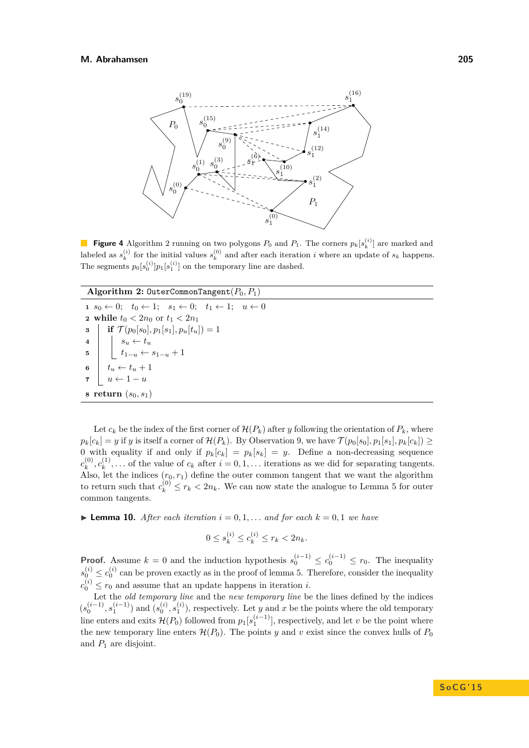**Figure 4** Algorithm 2 running on two polygons $P_0$ and $P_1$. The corners $p_k[s_k^{(i)}]$ are marked and labeled as $s_k^{(i)}$ for the initial values $s_k^{(0)}$ and after each iteration $i$ where an update of $s_k$ happens. The segments $p_0[s_0^{(i)}]p_1[s_1^{(i)}]$ on the temporary line are dashed.

**Algorithm 2:** OuterCommonTangent($P_0, P_1$)

```
1  s_0 ← 0;   t_0 ← 1;   s_1 ← 0;   t_1 ← 1;   u ← 0
2  while t_0 < 2n_0 or t_1 < 2n_1
3      if T(p_0[s_0], p_1[s_1], p_u[t_u]) = 1
4          s_u ← t_u
5          t_{1−u} ← s_{1−u} + 1
6      t_u ← t_u + 1
7      u ← 1 − u
8  return (s_0, s_1)
```

Let $c_k$ be the index of the first corner of $\mathcal{H}(P_k)$ after $y$ following the orientation of $P_k$, where $p_k[c_k] = y$ if $y$ is itself a corner of $\mathcal{H}(P_k)$. By Observation 9, we have $\mathcal{T}(p_0[s_0], p_1[s_1], p_k[c_k]) \geq 0$ with equality if and only if $p_k[c_k] = p_k[s_k] = y$. Define a non-decreasing sequence $c_k^{(0)}, c_k^{(1)}, \ldots$ of the value of $c_k$ after $i = 0, 1, \ldots$ iterations as we did for separating tangents. Also, let the indices $(r_0, r_1)$ define the outer common tangent that we want the algorithm to return such that $c_k^{(0)} \leq r_k < 2n_k$. We can now state the analogue to Lemma 5 for outer common tangents.

**Lemma 10.** *After each iteration $i = 0, 1, \ldots$ and for each $k = 0, 1$ we have*

$$0 \leq s_k^{(i)} \leq c_k^{(i)} \leq r_k < 2n_k.$$

**Proof.** Assume $k = 0$ and the induction hypothesis $s_0^{(i-1)} \leq c_0^{(i-1)} \leq r_0$. The inequality $s_0^{(i)} \leq c_0^{(i)}$ can be proven exactly as in the proof of lemma 5. Therefore, consider the inequality $c_0^{(i)} \leq r_0$ and assume that an update happens in iteration $i$.

Let the *old temporary line* and the *new temporary line* be the lines defined by the indices $(s_0^{(i-1)}, s_1^{(i-1)})$ and $(s_0^{(i)}, s_1^{(i)})$, respectively. Let $y$ and $x$ be the points where the old temporary line enters and exits $\mathcal{H}(P_0)$ followed from $p_1[s_1^{(i-1)}]$, respectively, and let $v$ be the point where the new temporary line enters $\mathcal{H}(P_0)$. The points $y$ and $v$ exist since the convex hulls of $P_0$ and $P_1$ are disjoint.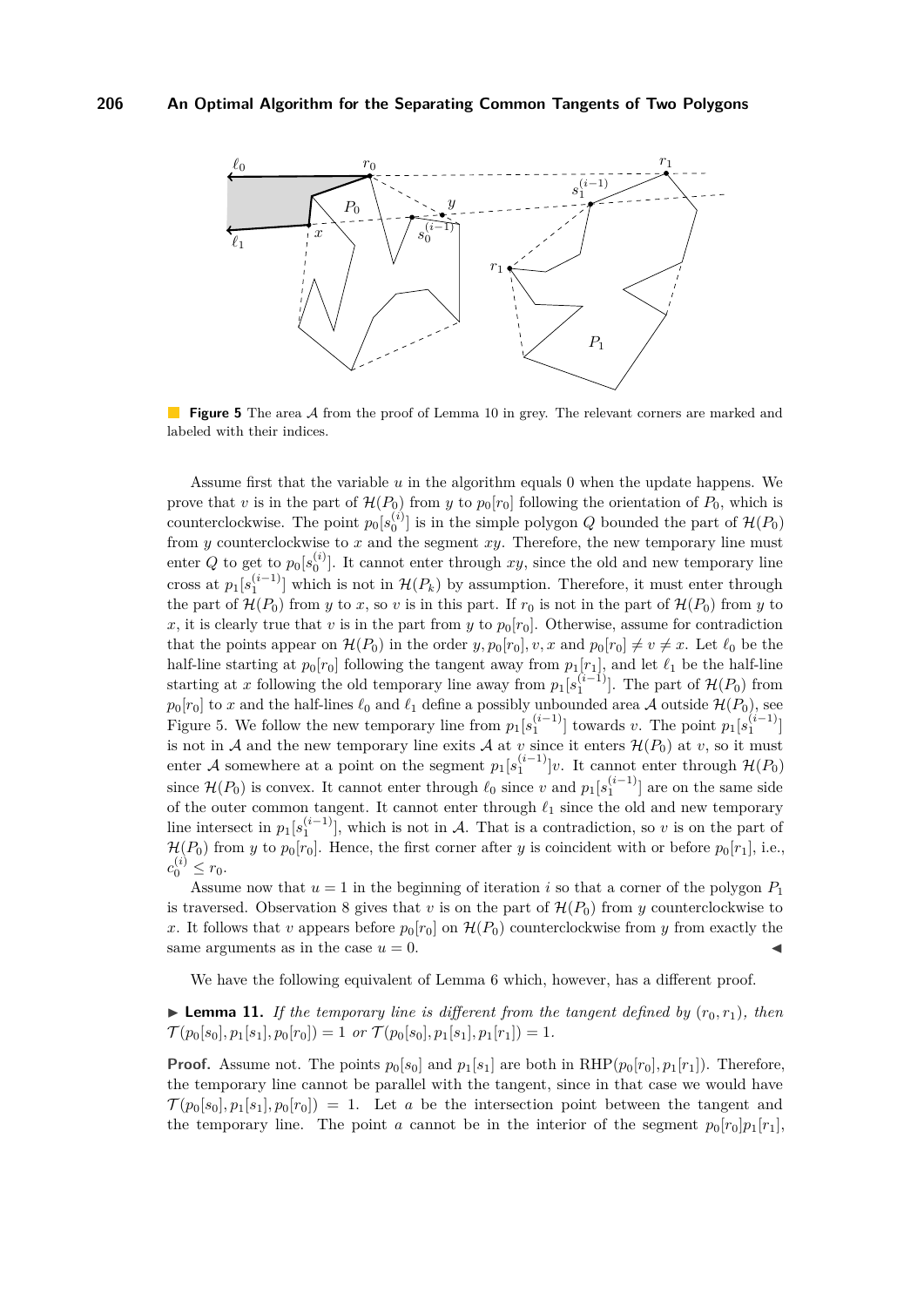**Figure 5** The area $\mathcal{A}$ from the proof of Lemma 10 in grey. The relevant corners are marked and labeled with their indices.

Assume first that the variable $u$ in the algorithm equals 0 when the update happens. We prove that $v$ is in the part of $\mathcal{H}(P_0)$ from $y$ to $p_0[r_0]$ following the orientation of $P_0$, which is counterclockwise. The point $p_0[s_0^{(i)}]$ is in the simple polygon $Q$ bounded the part of $\mathcal{H}(P_0)$ from $y$ counterclockwise to $x$ and the segment $xy$. Therefore, the new temporary line must enter $Q$ to get to $p_0[s_0^{(i)}]$. It cannot enter through $xy$, since the old and new temporary line cross at $p_1[s_1^{(i-1)}]$ which is not in $\mathcal{H}(P_k)$ by assumption. Therefore, it must enter through the part of $\mathcal{H}(P_0)$ from $y$ to $x$, so $v$ is in this part. If $r_0$ is not in the part of $\mathcal{H}(P_0)$ from $y$ to $x$, it is clearly true that $v$ is in the part from $y$ to $p_0[r_0]$. Otherwise, assume for contradiction that the points appear on $\mathcal{H}(P_0)$ in the order $y, p_0[r_0], v, x$ and $p_0[r_0] \neq v \neq x$. Let $\ell_0$ be the half-line starting at $p_0[r_0]$ following the tangent away from $p_1[r_1]$, and let $\ell_1$ be the half-line starting at $x$ following the old temporary line away from $p_1[s_1^{(i-1)}]$. The part of $\mathcal{H}(P_0)$ from $p_0[r_0]$ to $x$ and the half-lines $\ell_0$ and $\ell_1$ define a possibly unbounded area $\mathcal{A}$ outside $\mathcal{H}(P_0)$, see Figure 5. We follow the new temporary line from $p_1[s_1^{(i-1)}]$ towards $v$. The point $p_1[s_1^{(i-1)}]$ is not in $\mathcal{A}$ and the new temporary line exits $\mathcal{A}$ at $v$ since it enters $\mathcal{H}(P_0)$ at $v$, so it must enter $\mathcal{A}$ somewhere at a point on the segment $p_1[s_1^{(i-1)}]v$. It cannot enter through $\mathcal{H}(P_0)$ since $\mathcal{H}(P_0)$ is convex. It cannot enter through $\ell_0$ since $v$ and $p_1[s_1^{(i-1)}]$ are on the same side of the outer common tangent. It cannot enter through $\ell_1$ since the old and new temporary line intersect in $p_1[s_1^{(i-1)}]$, which is not in $\mathcal{A}$. That is a contradiction, so $v$ is on the part of $\mathcal{H}(P_0)$ from $y$ to $p_0[r_0]$. Hence, the first corner after $y$ is coincident with or before $p_0[r_1]$, i.e., $c_0^{(i)} \leq r_0$.

Assume now that $u = 1$ in the beginning of iteration $i$ so that a corner of the polygon $P_1$ is traversed. Observation 8 gives that $v$ is on the part of $\mathcal{H}(P_0)$ from $y$ counterclockwise to $x$. It follows that $v$ appears before $p_0[r_0]$ on $\mathcal{H}(P_0)$ counterclockwise from $y$ from exactly the same arguments as in the case $u = 0$. ◀

We have the following equivalent of Lemma 6 which, however, has a different proof.

▶ **Lemma 11.** *If the temporary line is different from the tangent defined by $(r_0, r_1)$, then $\mathcal{T}(p_0[s_0], p_1[s_1], p_0[r_0]) = 1$ or $\mathcal{T}(p_0[s_0], p_1[s_1], p_1[r_1]) = 1$.*

**Proof.** Assume not. The points $p_0[s_0]$ and $p_1[s_1]$ are both in $\text{RHP}(p_0[r_0], p_1[r_1])$. Therefore, the temporary line cannot be parallel with the tangent, since in that case we would have $\mathcal{T}(p_0[s_0], p_1[s_1], p_0[r_0]) = 1$. Let $a$ be the intersection point between the tangent and the temporary line. The point $a$ cannot be in the interior of the segment $p_0[r_0]p_1[r_1]$,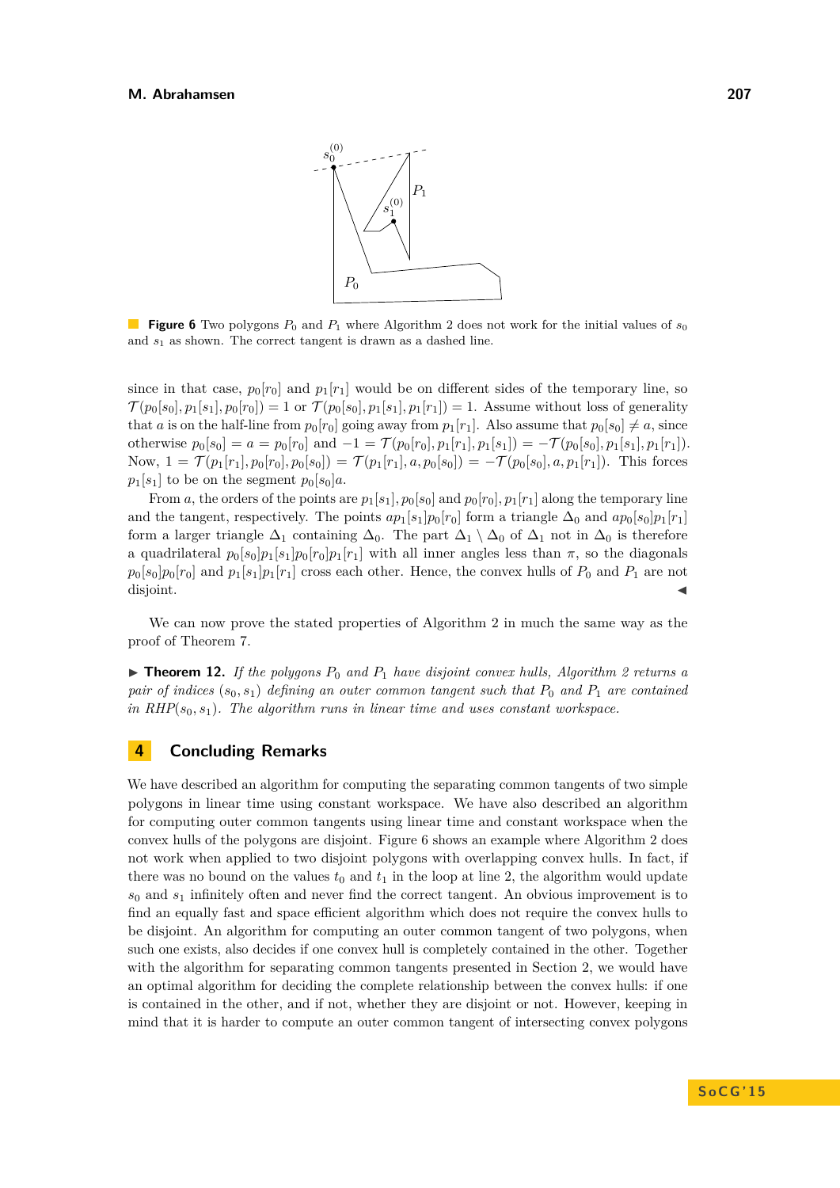**Figure 6** Two polygons $P_0$ and $P_1$ where Algorithm 2 does not work for the initial values of $s_0$ and $s_1$ as shown. The correct tangent is drawn as a dashed line.

since in that case, $p_0[r_0]$ and $p_1[r_1]$ would be on different sides of the temporary line, so $\mathcal{T}(p_0[s_0], p_1[s_1], p_0[r_0]) = 1$ or $\mathcal{T}(p_0[s_0], p_1[s_1], p_1[r_1]) = 1$. Assume without loss of generality that $a$ is on the half-line from $p_0[r_0]$ going away from $p_1[r_1]$. Also assume that $p_0[s_0] \neq a$, since otherwise $p_0[s_0] = a = p_0[r_0]$ and $-1 = \mathcal{T}(p_0[r_0], p_1[r_1], p_1[s_1]) = -\mathcal{T}(p_0[s_0], p_1[s_1], p_1[r_1])$. Now, $1 = \mathcal{T}(p_1[r_1], p_0[r_0], p_0[s_0]) = \mathcal{T}(p_1[r_1], a, p_0[s_0]) = -\mathcal{T}(p_0[s_0], a, p_1[r_1])$. This forces $p_1[s_1]$ to be on the segment $p_0[s_0]a$.

From $a$, the orders of the points are $p_1[s_1], p_0[s_0]$ and $p_0[r_0], p_1[r_1]$ along the temporary line and the tangent, respectively. The points $ap_1[s_1]p_0[r_0]$ form a triangle $\Delta_0$ and $ap_0[s_0]p_1[r_1]$ form a larger triangle $\Delta_1$ containing $\Delta_0$. The part $\Delta_1 \setminus \Delta_0$ of $\Delta_1$ not in $\Delta_0$ is therefore a quadrilateral $p_0[s_0]p_1[s_1]p_0[r_0]p_1[r_1]$ with all inner angles less than $\pi$, so the diagonals $p_0[s_0]p_0[r_0]$ and $p_1[s_1]p_1[r_1]$ cross each other. Hence, the convex hulls of $P_0$ and $P_1$ are not disjoint. ◀

We can now prove the stated properties of Algorithm 2 in much the same way as the proof of Theorem 7.

▶ **Theorem 12.** *If the polygons $P_0$ and $P_1$ have disjoint convex hulls, Algorithm 2 returns a pair of indices $(s_0, s_1)$ defining an outer common tangent such that $P_0$ and $P_1$ are contained in RHP$(s_0, s_1)$. The algorithm runs in linear time and uses constant workspace.*

## 4 Concluding Remarks

We have described an algorithm for computing the separating common tangents of two simple polygons in linear time using constant workspace. We have also described an algorithm for computing outer common tangents using linear time and constant workspace when the convex hulls of the polygons are disjoint. Figure 6 shows an example where Algorithm 2 does not work when applied to two disjoint polygons with overlapping convex hulls. In fact, if there was no bound on the values $t_0$ and $t_1$ in the loop at line 2, the algorithm would update $s_0$ and $s_1$ infinitely often and never find the correct tangent. An obvious improvement is to find an equally fast and space efficient algorithm which does not require the convex hulls to be disjoint. An algorithm for computing an outer common tangent of two polygons, when such one exists, also decides if one convex hull is completely contained in the other. Together with the algorithm for separating common tangents presented in Section 2, we would have an optimal algorithm for deciding the complete relationship between the convex hulls: if one is contained in the other, and if not, whether they are disjoint or not. However, keeping in mind that it is harder to compute an outer common tangent of intersecting convex polygons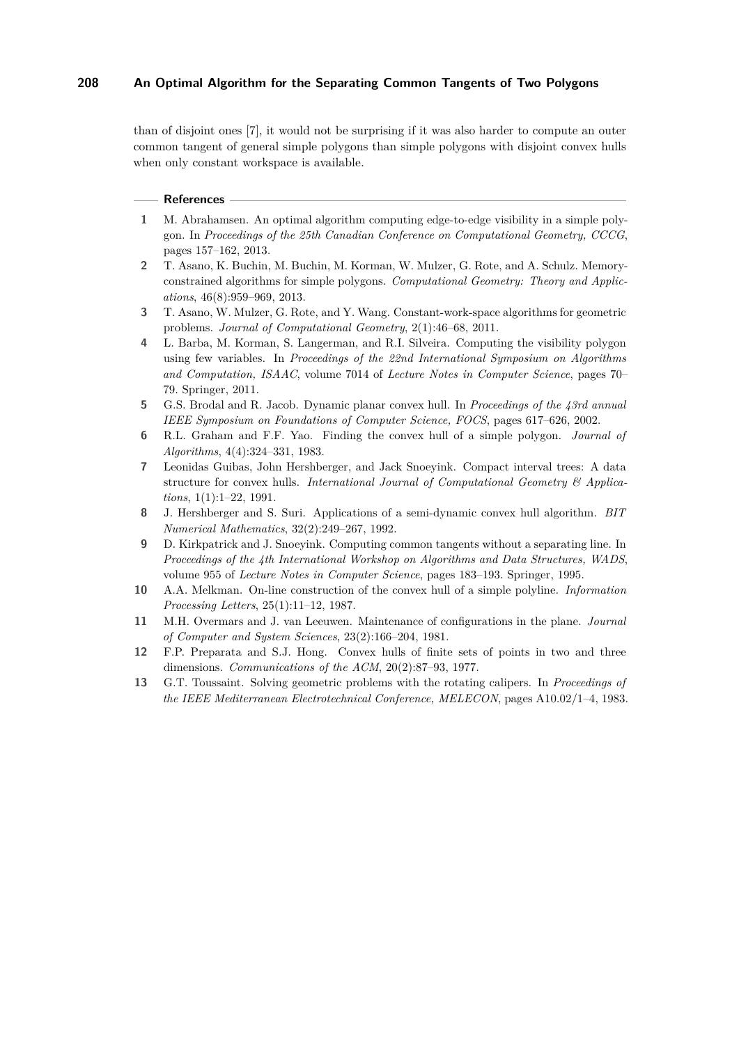than of disjoint ones [7], it would not be surprising if it was also harder to compute an outer common tangent of general simple polygons than simple polygons with disjoint convex hulls when only constant workspace is available.

## References

1. M. Abrahamsen. An optimal algorithm computing edge-to-edge visibility in a simple polygon. In *Proceedings of the 25th Canadian Conference on Computational Geometry, CCCG*, pages 157–162, 2013.
2. T. Asano, K. Buchin, M. Buchin, M. Korman, W. Mulzer, G. Rote, and A. Schulz. Memory-constrained algorithms for simple polygons. *Computational Geometry: Theory and Applications*, 46(8):959–969, 2013.
3. T. Asano, W. Mulzer, G. Rote, and Y. Wang. Constant-work-space algorithms for geometric problems. *Journal of Computational Geometry*, 2(1):46–68, 2011.
4. L. Barba, M. Korman, S. Langerman, and R.I. Silveira. Computing the visibility polygon using few variables. In *Proceedings of the 22nd International Symposium on Algorithms and Computation, ISAAC*, volume 7014 of *Lecture Notes in Computer Science*, pages 70–79. Springer, 2011.
5. G.S. Brodal and R. Jacob. Dynamic planar convex hull. In *Proceedings of the 43rd annual IEEE Symposium on Foundations of Computer Science, FOCS*, pages 617–626, 2002.
6. R.L. Graham and F.F. Yao. Finding the convex hull of a simple polygon. *Journal of Algorithms*, 4(4):324–331, 1983.
7. Leonidas Guibas, John Hershberger, and Jack Snoeyink. Compact interval trees: A data structure for convex hulls. *International Journal of Computational Geometry & Applications*, 1(1):1–22, 1991.
8. J. Hershberger and S. Suri. Applications of a semi-dynamic convex hull algorithm. *BIT Numerical Mathematics*, 32(2):249–267, 1992.
9. D. Kirkpatrick and J. Snoeyink. Computing common tangents without a separating line. In *Proceedings of the 4th International Workshop on Algorithms and Data Structures, WADS*, volume 955 of *Lecture Notes in Computer Science*, pages 183–193. Springer, 1995.
10. A.A. Melkman. On-line construction of the convex hull of a simple polyline. *Information Processing Letters*, 25(1):11–12, 1987.
11. M.H. Overmars and J. van Leeuwen. Maintenance of configurations in the plane. *Journal of Computer and System Sciences*, 23(2):166–204, 1981.
12. F.P. Preparata and S.J. Hong. Convex hulls of finite sets of points in two and three dimensions. *Communications of the ACM*, 20(2):87–93, 1977.
13. G.T. Toussaint. Solving geometric problems with the rotating calipers. In *Proceedings of the IEEE Mediterranean Electrotechnical Conference, MELECON*, pages A10.02/1–4, 1983.